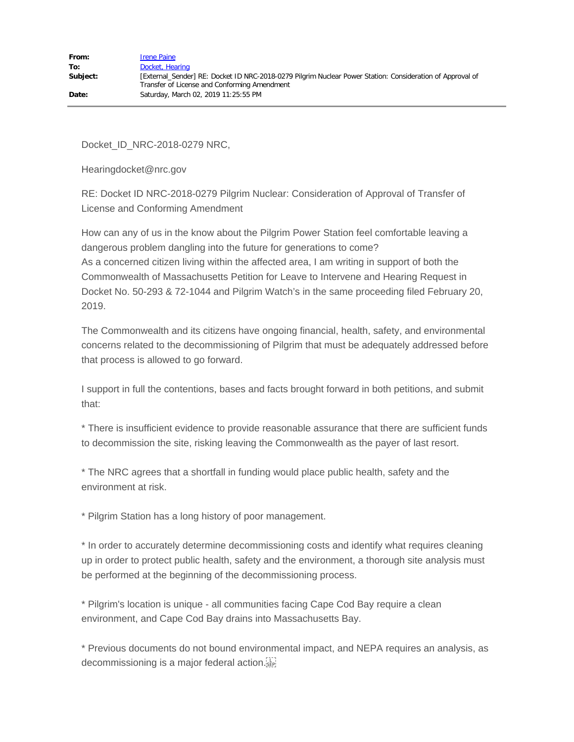| | |
|---|---|
| **From:** | Irene Paine |
| **To:** | Docket, Hearing |
| **Subject:** | [External_Sender] RE: Docket ID NRC-2018-0279 Pilgrim Nuclear Power Station: Consideration of Approval of Transfer of License and Conforming Amendment |
| **Date:** | Saturday, March 02, 2019 11:25:55 PM |

Docket_ID_NRC-2018-0279 NRC,

Hearingdocket@nrc.gov

RE: Docket ID NRC-2018-0279 Pilgrim Nuclear: Consideration of Approval of Transfer of License and Conforming Amendment

How can any of us in the know about the Pilgrim Power Station feel comfortable leaving a dangerous problem dangling into the future for generations to come?
As a concerned citizen living within the affected area, I am writing in support of both the Commonwealth of Massachusetts Petition for Leave to Intervene and Hearing Request in Docket No. 50-293 & 72-1044 and Pilgrim Watch's in the same proceeding filed February 20, 2019.

The Commonwealth and its citizens have ongoing financial, health, safety, and environmental concerns related to the decommissioning of Pilgrim that must be adequately addressed before that process is allowed to go forward.

I support in full the contentions, bases and facts brought forward in both petitions, and submit that:

* There is insufficient evidence to provide reasonable assurance that there are sufficient funds to decommission the site, risking leaving the Commonwealth as the payer of last resort.

* The NRC agrees that a shortfall in funding would place public health, safety and the environment at risk.

* Pilgrim Station has a long history of poor management.

* In order to accurately determine decommissioning costs and identify what requires cleaning up in order to protect public health, safety and the environment, a thorough site analysis must be performed at the beginning of the decommissioning process.

* Pilgrim's location is unique - all communities facing Cape Cod Bay require a clean environment, and Cape Cod Bay drains into Massachusetts Bay.

* Previous documents do not bound environmental impact, and NEPA requires an analysis, as decommissioning is a major federal action.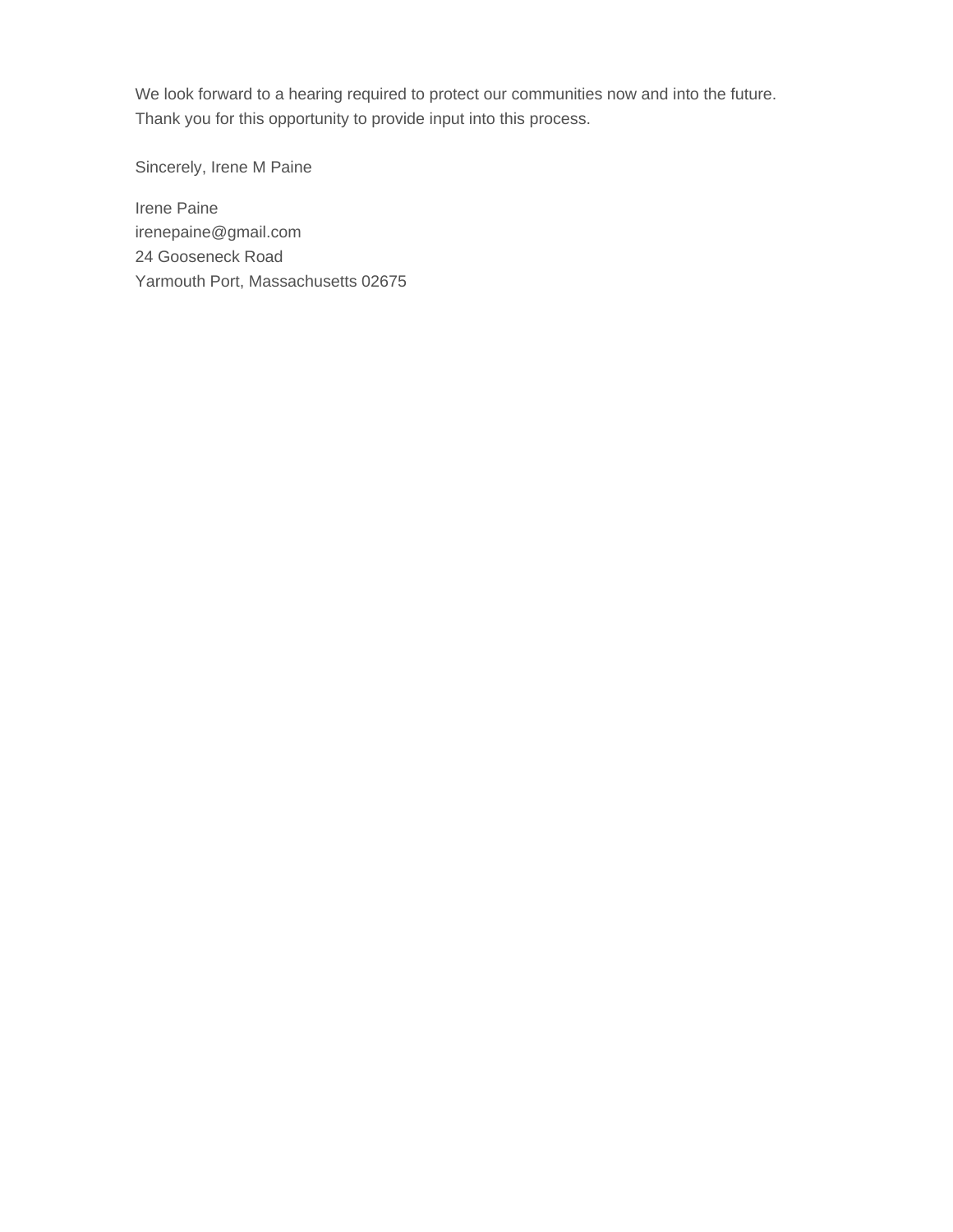We look forward to a hearing required to protect our communities now and into the future. Thank you for this opportunity to provide input into this process.

Sincerely, Irene M Paine

Irene Paine
irenepaine@gmail.com
24 Gooseneck Road
Yarmouth Port, Massachusetts 02675